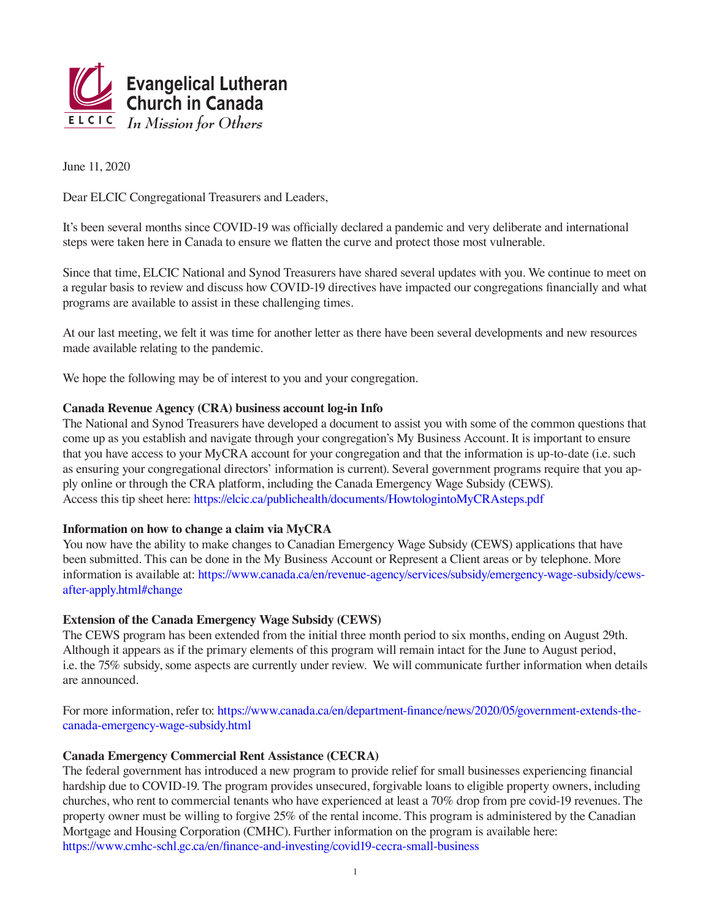**Evangelical Lutheran Church in Canada**

ELCIC *In Mission for Others*

June 11, 2020

Dear ELCIC Congregational Treasurers and Leaders,

It's been several months since COVID-19 was officially declared a pandemic and very deliberate and international steps were taken here in Canada to ensure we flatten the curve and protect those most vulnerable.

Since that time, ELCIC National and Synod Treasurers have shared several updates with you. We continue to meet on a regular basis to review and discuss how COVID-19 directives have impacted our congregations financially and what programs are available to assist in these challenging times.

At our last meeting, we felt it was time for another letter as there have been several developments and new resources made available relating to the pandemic.

We hope the following may be of interest to you and your congregation.

**Canada Revenue Agency (CRA) business account log-in Info**

The National and Synod Treasurers have developed a document to assist you with some of the common questions that come up as you establish and navigate through your congregation's My Business Account. It is important to ensure that you have access to your MyCRA account for your congregation and that the information is up-to-date (i.e. such as ensuring your congregational directors' information is current). Several government programs require that you apply online or through the CRA platform, including the Canada Emergency Wage Subsidy (CEWS).
Access this tip sheet here: https://elcic.ca/publichealth/documents/HowtologintoMyCRAsteps.pdf

**Information on how to change a claim via MyCRA**

You now have the ability to make changes to Canadian Emergency Wage Subsidy (CEWS) applications that have been submitted. This can be done in the My Business Account or Represent a Client areas or by telephone. More information is available at: https://www.canada.ca/en/revenue-agency/services/subsidy/emergency-wage-subsidy/cews-after-apply.html#change

**Extension of the Canada Emergency Wage Subsidy (CEWS)**

The CEWS program has been extended from the initial three month period to six months, ending on August 29th. Although it appears as if the primary elements of this program will remain intact for the June to August period, i.e. the 75% subsidy, some aspects are currently under review. We will communicate further information when details are announced.

For more information, refer to: https://www.canada.ca/en/department-finance/news/2020/05/government-extends-the-canada-emergency-wage-subsidy.html

**Canada Emergency Commercial Rent Assistance (CECRA)**

The federal government has introduced a new program to provide relief for small businesses experiencing financial hardship due to COVID-19. The program provides unsecured, forgivable loans to eligible property owners, including churches, who rent to commercial tenants who have experienced at least a 70% drop from pre covid-19 revenues. The property owner must be willing to forgive 25% of the rental income. This program is administered by the Canadian Mortgage and Housing Corporation (CMHC). Further information on the program is available here: https://www.cmhc-schl.gc.ca/en/finance-and-investing/covid19-cecra-small-business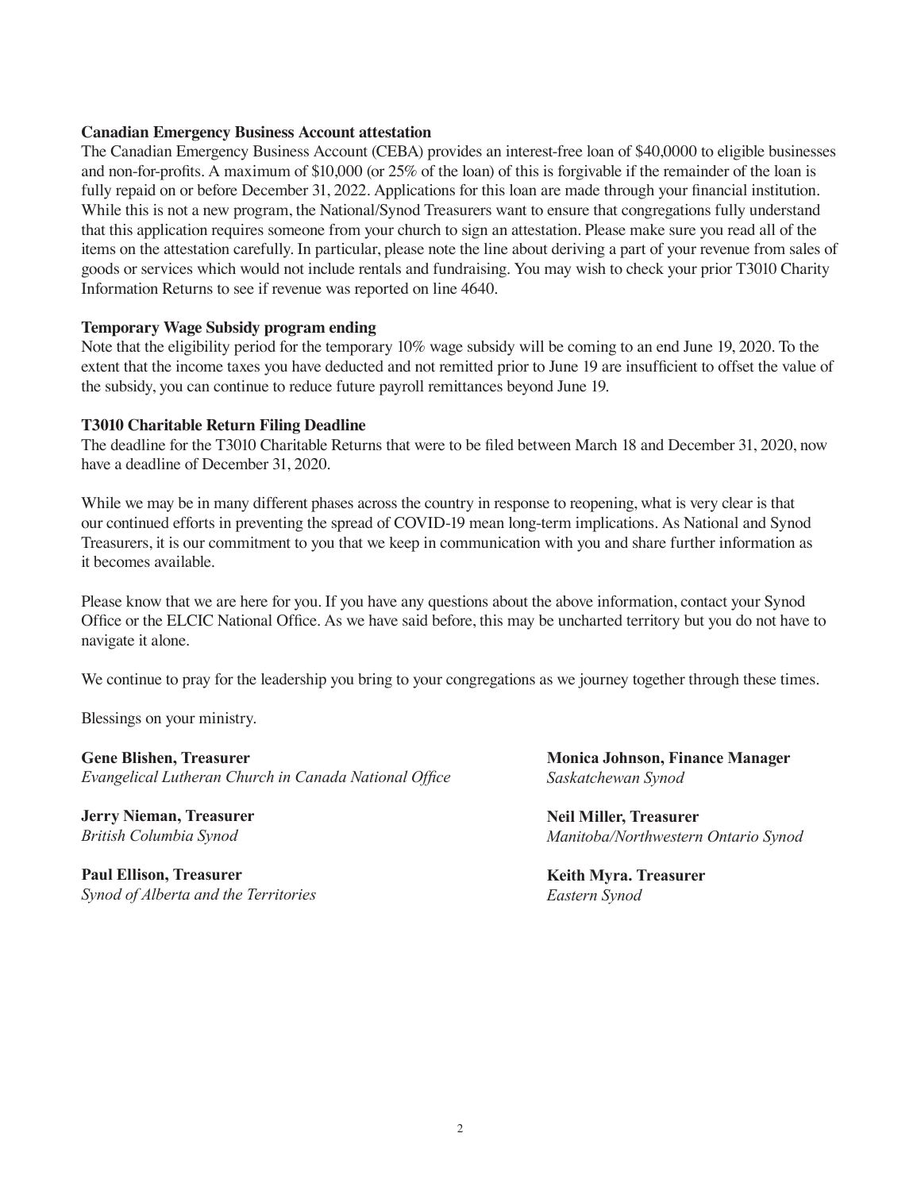**Canadian Emergency Business Account attestation**

The Canadian Emergency Business Account (CEBA) provides an interest-free loan of $40,0000 to eligible businesses and non-for-profits. A maximum of $10,000 (or 25% of the loan) of this is forgivable if the remainder of the loan is fully repaid on or before December 31, 2022. Applications for this loan are made through your financial institution. While this is not a new program, the National/Synod Treasurers want to ensure that congregations fully understand that this application requires someone from your church to sign an attestation. Please make sure you read all of the items on the attestation carefully. In particular, please note the line about deriving a part of your revenue from sales of goods or services which would not include rentals and fundraising. You may wish to check your prior T3010 Charity Information Returns to see if revenue was reported on line 4640.

**Temporary Wage Subsidy program ending**

Note that the eligibility period for the temporary 10% wage subsidy will be coming to an end June 19, 2020. To the extent that the income taxes you have deducted and not remitted prior to June 19 are insufficient to offset the value of the subsidy, you can continue to reduce future payroll remittances beyond June 19.

**T3010 Charitable Return Filing Deadline**

The deadline for the T3010 Charitable Returns that were to be filed between March 18 and December 31, 2020, now have a deadline of December 31, 2020.

While we may be in many different phases across the country in response to reopening, what is very clear is that our continued efforts in preventing the spread of COVID-19 mean long-term implications. As National and Synod Treasurers, it is our commitment to you that we keep in communication with you and share further information as it becomes available.

Please know that we are here for you. If you have any questions about the above information, contact your Synod Office or the ELCIC National Office. As we have said before, this may be uncharted territory but you do not have to navigate it alone.

We continue to pray for the leadership you bring to your congregations as we journey together through these times.

Blessings on your ministry.

**Gene Blishen, Treasurer**
*Evangelical Lutheran Church in Canada National Office*

**Jerry Nieman, Treasurer**
*British Columbia Synod*

**Paul Ellison, Treasurer**
*Synod of Alberta and the Territories*

**Monica Johnson, Finance Manager**
*Saskatchewan Synod*

**Neil Miller, Treasurer**
*Manitoba/Northwestern Ontario Synod*

**Keith Myra. Treasurer**
*Eastern Synod*